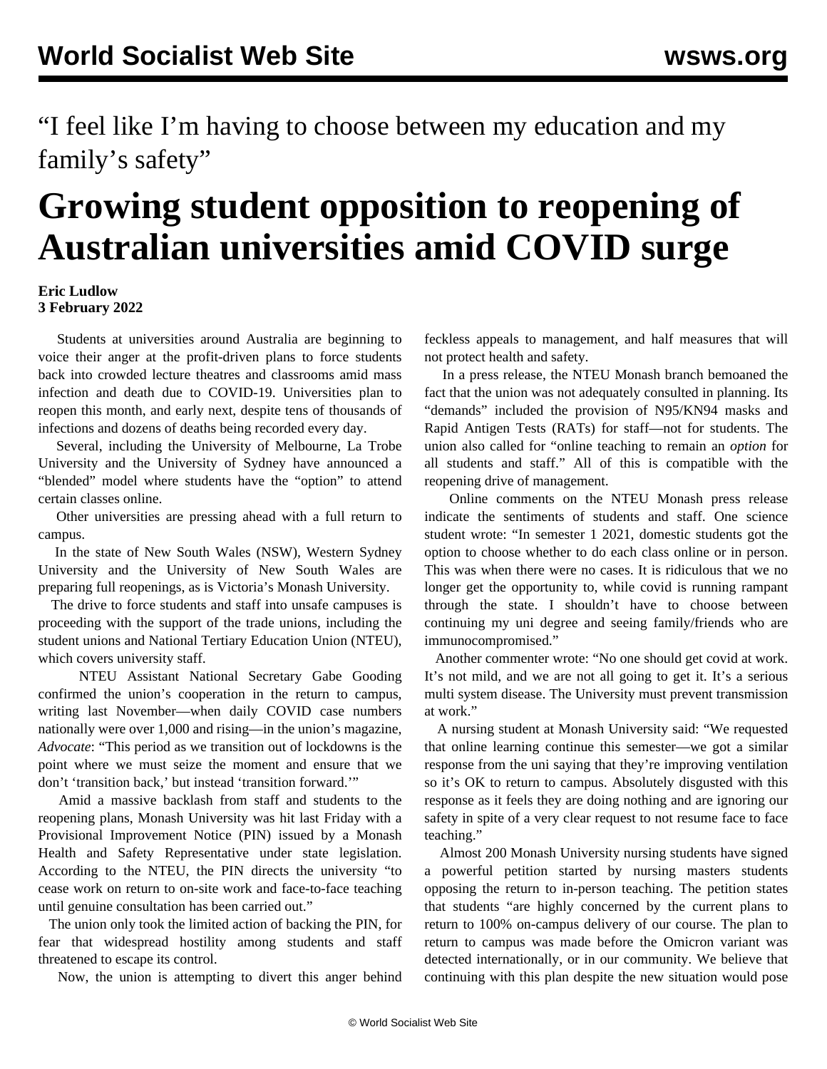“I feel like I’m having to choose between my education and my family’s safety”

# Growing student opposition to reopening of Australian universities amid COVID surge

**Eric Ludlow**
**3 February 2022**

Students at universities around Australia are beginning to voice their anger at the profit-driven plans to force students back into crowded lecture theatres and classrooms amid mass infection and death due to COVID-19. Universities plan to reopen this month, and early next, despite tens of thousands of infections and dozens of deaths being recorded every day.

Several, including the University of Melbourne, La Trobe University and the University of Sydney have announced a “blended” model where students have the “option” to attend certain classes online.

Other universities are pressing ahead with a full return to campus.

In the state of New South Wales (NSW), Western Sydney University and the University of New South Wales are preparing full reopenings, as is Victoria’s Monash University.

The drive to force students and staff into unsafe campuses is proceeding with the support of the trade unions, including the student unions and National Tertiary Education Union (NTEU), which covers university staff.

NTEU Assistant National Secretary Gabe Gooding confirmed the union’s cooperation in the return to campus, writing last November—when daily COVID case numbers nationally were over 1,000 and rising—in the union’s magazine, *Advocate*: “This period as we transition out of lockdowns is the point where we must seize the moment and ensure that we don’t ‘transition back,’ but instead ‘transition forward.’”

Amid a massive backlash from staff and students to the reopening plans, Monash University was hit last Friday with a Provisional Improvement Notice (PIN) issued by a Monash Health and Safety Representative under state legislation. According to the NTEU, the PIN directs the university “to cease work on return to on-site work and face-to-face teaching until genuine consultation has been carried out.”

The union only took the limited action of backing the PIN, for fear that widespread hostility among students and staff threatened to escape its control.

Now, the union is attempting to divert this anger behind feckless appeals to management, and half measures that will not protect health and safety.

In a press release, the NTEU Monash branch bemoaned the fact that the union was not adequately consulted in planning. Its “demands” included the provision of N95/KN94 masks and Rapid Antigen Tests (RATs) for staff—not for students. The union also called for “online teaching to remain an *option* for all students and staff.” All of this is compatible with the reopening drive of management.

Online comments on the NTEU Monash press release indicate the sentiments of students and staff. One science student wrote: “In semester 1 2021, domestic students got the option to choose whether to do each class online or in person. This was when there were no cases. It is ridiculous that we no longer get the opportunity to, while covid is running rampant through the state. I shouldn’t have to choose between continuing my uni degree and seeing family/friends who are immunocompromised.”

Another commenter wrote: “No one should get covid at work. It’s not mild, and we are not all going to get it. It’s a serious multi system disease. The University must prevent transmission at work.”

A nursing student at Monash University said: “We requested that online learning continue this semester—we got a similar response from the uni saying that they’re improving ventilation so it’s OK to return to campus. Absolutely disgusted with this response as it feels they are doing nothing and are ignoring our safety in spite of a very clear request to not resume face to face teaching.”

Almost 200 Monash University nursing students have signed a powerful petition started by nursing masters students opposing the return to in-person teaching. The petition states that students “are highly concerned by the current plans to return to 100% on-campus delivery of our course. The plan to return to campus was made before the Omicron variant was detected internationally, or in our community. We believe that continuing with this plan despite the new situation would pose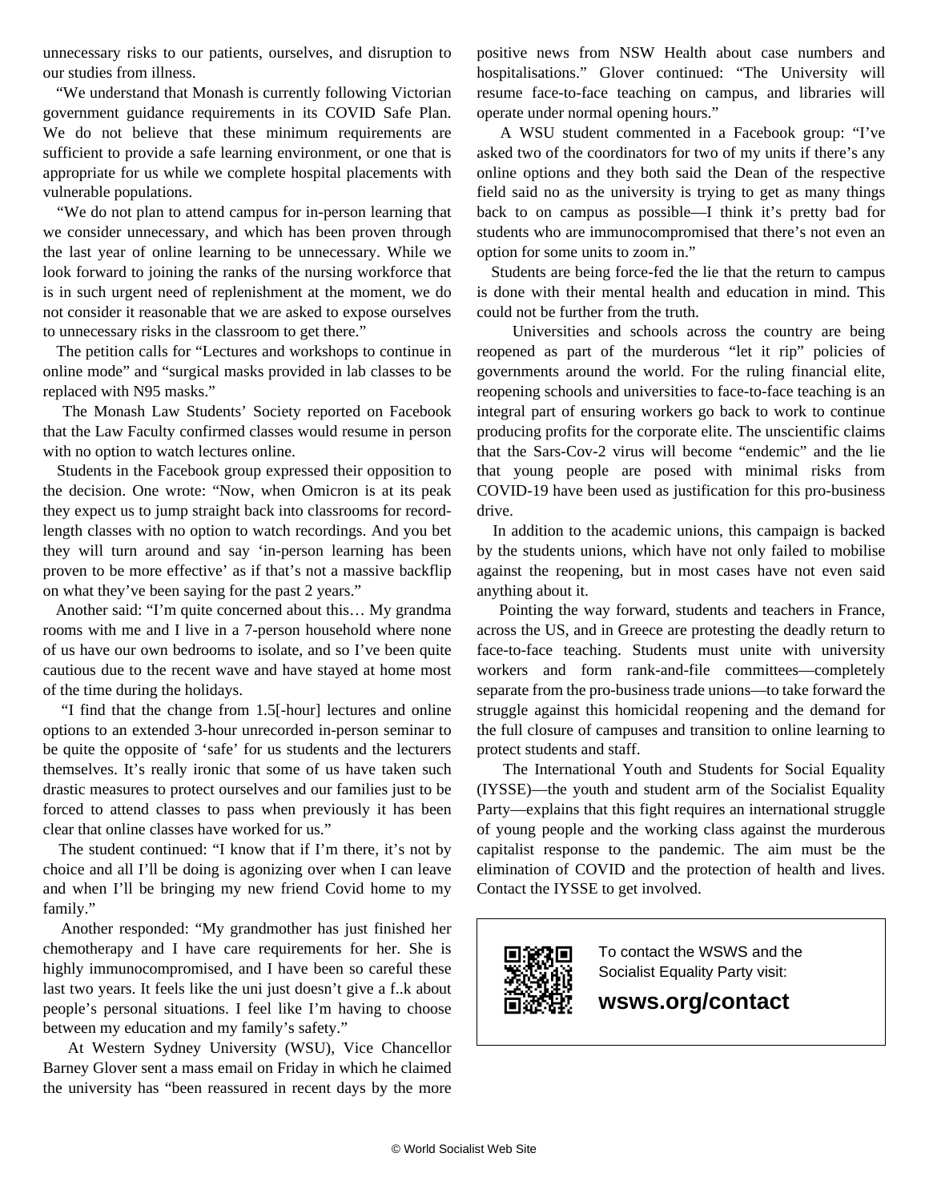unnecessary risks to our patients, ourselves, and disruption to our studies from illness.

"We understand that Monash is currently following Victorian government guidance requirements in its COVID Safe Plan. We do not believe that these minimum requirements are sufficient to provide a safe learning environment, or one that is appropriate for us while we complete hospital placements with vulnerable populations.

"We do not plan to attend campus for in-person learning that we consider unnecessary, and which has been proven through the last year of online learning to be unnecessary. While we look forward to joining the ranks of the nursing workforce that is in such urgent need of replenishment at the moment, we do not consider it reasonable that we are asked to expose ourselves to unnecessary risks in the classroom to get there."

The petition calls for "Lectures and workshops to continue in online mode" and "surgical masks provided in lab classes to be replaced with N95 masks."

The Monash Law Students' Society reported on Facebook that the Law Faculty confirmed classes would resume in person with no option to watch lectures online.

Students in the Facebook group expressed their opposition to the decision. One wrote: "Now, when Omicron is at its peak they expect us to jump straight back into classrooms for record-length classes with no option to watch recordings. And you bet they will turn around and say 'in-person learning has been proven to be more effective' as if that's not a massive backflip on what they've been saying for the past 2 years."

Another said: "I'm quite concerned about this… My grandma rooms with me and I live in a 7-person household where none of us have our own bedrooms to isolate, and so I've been quite cautious due to the recent wave and have stayed at home most of the time during the holidays.

"I find that the change from 1.5[-hour] lectures and online options to an extended 3-hour unrecorded in-person seminar to be quite the opposite of 'safe' for us students and the lecturers themselves. It's really ironic that some of us have taken such drastic measures to protect ourselves and our families just to be forced to attend classes to pass when previously it has been clear that online classes have worked for us."

The student continued: "I know that if I'm there, it's not by choice and all I'll be doing is agonizing over when I can leave and when I'll be bringing my new friend Covid home to my family."

Another responded: "My grandmother has just finished her chemotherapy and I have care requirements for her. She is highly immunocompromised, and I have been so careful these last two years. It feels like the uni just doesn't give a f..k about people's personal situations. I feel like I'm having to choose between my education and my family's safety."

At Western Sydney University (WSU), Vice Chancellor Barney Glover sent a mass email on Friday in which he claimed the university has "been reassured in recent days by the more positive news from NSW Health about case numbers and hospitalisations." Glover continued: "The University will resume face-to-face teaching on campus, and libraries will operate under normal opening hours."

A WSU student commented in a Facebook group: "I've asked two of the coordinators for two of my units if there's any online options and they both said the Dean of the respective field said no as the university is trying to get as many things back to on campus as possible—I think it's pretty bad for students who are immunocompromised that there's not even an option for some units to zoom in."

Students are being force-fed the lie that the return to campus is done with their mental health and education in mind. This could not be further from the truth.

Universities and schools across the country are being reopened as part of the murderous "let it rip" policies of governments around the world. For the ruling financial elite, reopening schools and universities to face-to-face teaching is an integral part of ensuring workers go back to work to continue producing profits for the corporate elite. The unscientific claims that the Sars-Cov-2 virus will become "endemic" and the lie that young people are posed with minimal risks from COVID-19 have been used as justification for this pro-business drive.

In addition to the academic unions, this campaign is backed by the students unions, which have not only failed to mobilise against the reopening, but in most cases have not even said anything about it.

Pointing the way forward, students and teachers in France, across the US, and in Greece are protesting the deadly return to face-to-face teaching. Students must unite with university workers and form rank-and-file committees—completely separate from the pro-business trade unions—to take forward the struggle against this homicidal reopening and the demand for the full closure of campuses and transition to online learning to protect students and staff.

The International Youth and Students for Social Equality (IYSSE)—the youth and student arm of the Socialist Equality Party—explains that this fight requires an international struggle of young people and the working class against the murderous capitalist response to the pandemic. The aim must be the elimination of COVID and the protection of health and lives. Contact the IYSSE to get involved.

To contact the WSWS and the Socialist Equality Party visit:

**wsws.org/contact**